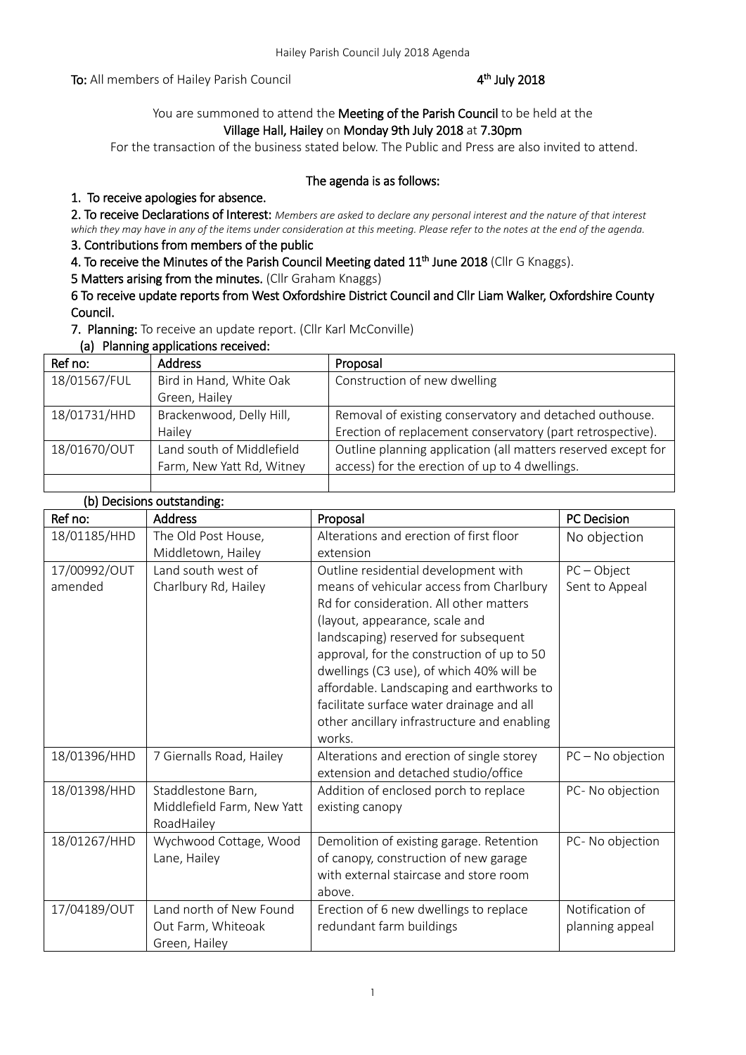**To:** All members of Hailey Parish Council 4th July 2018

You are summoned to attend the **Meeting of the Parish Council** to be held at the **Village Hall, Hailey** on **Monday 9th July 2018** at **7.30pm**

For the transaction of the business stated below. The Public and Press are also invited to attend.

**The agenda is as follows:**

**1. To receive apologies for absence.**

**2. To receive Declarations of Interest:** *Members are asked to declare any personal interest and the nature of that interest which they may have in any of the items under consideration at this meeting. Please refer to the notes at the end of the agenda.*

**3. Contributions from members of the public**

**4. To receive the Minutes of the Parish Council Meeting dated 11th June 2018** (Cllr G Knaggs).

**5 Matters arising from the minutes.** (Cllr Graham Knaggs)

**6 To receive update reports from West Oxfordshire District Council and Cllr Liam Walker, Oxfordshire County Council.**

**7. Planning:** To receive an update report. (Cllr Karl McConville)

**(a) Planning applications received:**

| Ref no: | Address | Proposal |
|---|---|---|
| 18/01567/FUL | Bird in Hand, White Oak Green, Hailey | Construction of new dwelling |
| 18/01731/HHD | Brackenwood, Delly Hill, Hailey | Removal of existing conservatory and detached outhouse. Erection of replacement conservatory (part retrospective). |
| 18/01670/OUT | Land south of Middlefield Farm, New Yatt Rd, Witney | Outline planning application (all matters reserved except for access) for the erection of up to 4 dwellings. |
| | | |

**(b) Decisions outstanding:**

| Ref no: | Address | Proposal | PC Decision |
|---|---|---|---|
| 18/01185/HHD | The Old Post House, Middletown, Hailey | Alterations and erection of first floor extension | No objection |
| 17/00992/OUT amended | Land south west of Charlbury Rd, Hailey | Outline residential development with means of vehicular access from Charlbury Rd for consideration. All other matters (layout, appearance, scale and landscaping) reserved for subsequent approval, for the construction of up to 50 dwellings (C3 use), of which 40% will be affordable. Landscaping and earthworks to facilitate surface water drainage and all other ancillary infrastructure and enabling works. | PC – Object Sent to Appeal |
| 18/01396/HHD | 7 Giernalls Road, Hailey | Alterations and erection of single storey extension and detached studio/office | PC – No objection |
| 18/01398/HHD | Staddlestone Barn, Middlefield Farm, New Yatt RoadHailey | Addition of enclosed porch to replace existing canopy | PC- No objection |
| 18/01267/HHD | Wychwood Cottage, Wood Lane, Hailey | Demolition of existing garage. Retention of canopy, construction of new garage with external staircase and store room above. | PC- No objection |
| 17/04189/OUT | Land north of New Found Out Farm, Whiteoak Green, Hailey | Erection of 6 new dwellings to replace redundant farm buildings | Notification of planning appeal |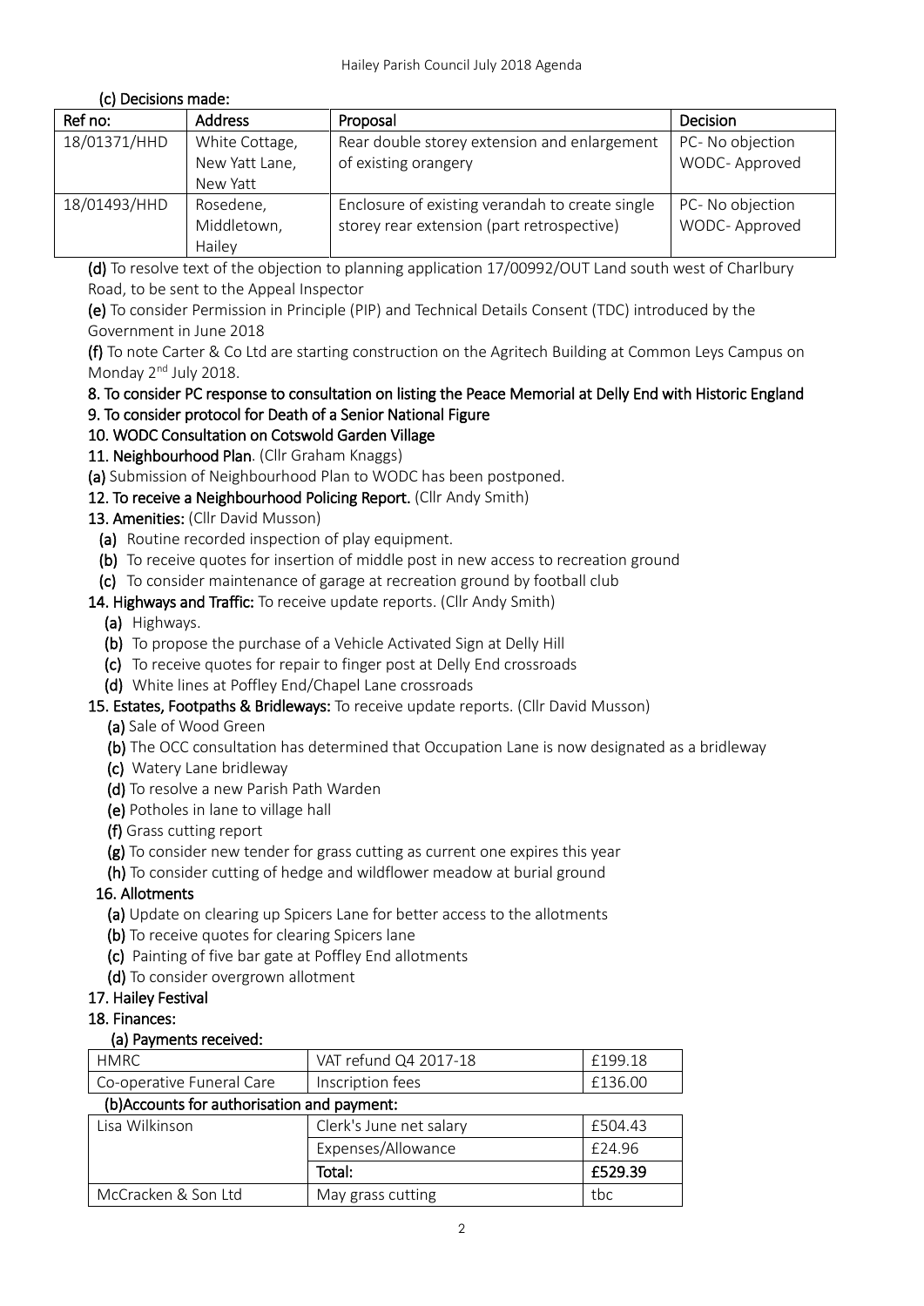**(c) Decisions made:**

| Ref no: | Address | Proposal | Decision |
| --- | --- | --- | --- |
| 18/01371/HHD | White Cottage, New Yatt Lane, New Yatt | Rear double storey extension and enlargement of existing orangery | PC- No objection WODC- Approved |
| 18/01493/HHD | Rosedene, Middletown, Hailey | Enclosure of existing verandah to create single storey rear extension (part retrospective) | PC- No objection WODC- Approved |

**(d)** To resolve text of the objection to planning application 17/00992/OUT Land south west of Charlbury Road, to be sent to the Appeal Inspector

**(e)** To consider Permission in Principle (PIP) and Technical Details Consent (TDC) introduced by the Government in June 2018

**(f)** To note Carter & Co Ltd are starting construction on the Agritech Building at Common Leys Campus on Monday 2nd July 2018.

**8. To consider PC response to consultation on listing the Peace Memorial at Delly End with Historic England**

**9. To consider protocol for Death of a Senior National Figure**

**10. WODC Consultation on Cotswold Garden Village**

**11. Neighbourhood Plan**. (Cllr Graham Knaggs)

**(a)** Submission of Neighbourhood Plan to WODC has been postponed.

**12. To receive a Neighbourhood Policing Report.** (Cllr Andy Smith)

**13. Amenities:** (Cllr David Musson)

- **(a)** Routine recorded inspection of play equipment.
- **(b)** To receive quotes for insertion of middle post in new access to recreation ground
- **(c)** To consider maintenance of garage at recreation ground by football club

**14. Highways and Traffic:** To receive update reports. (Cllr Andy Smith)

- **(a)** Highways.
- **(b)** To propose the purchase of a Vehicle Activated Sign at Delly Hill
- **(c)** To receive quotes for repair to finger post at Delly End crossroads
- **(d)** White lines at Poffley End/Chapel Lane crossroads

**15. Estates, Footpaths & Bridleways:** To receive update reports. (Cllr David Musson)

- **(a)** Sale of Wood Green
- **(b)** The OCC consultation has determined that Occupation Lane is now designated as a bridleway
- **(c)** Watery Lane bridleway
- **(d)** To resolve a new Parish Path Warden
- **(e)** Potholes in lane to village hall
- **(f)** Grass cutting report
- **(g)** To consider new tender for grass cutting as current one expires this year
- **(h)** To consider cutting of hedge and wildflower meadow at burial ground

**16. Allotments**

- **(a)** Update on clearing up Spicers Lane for better access to the allotments
- **(b)** To receive quotes for clearing Spicers lane
- **(c)** Painting of five bar gate at Poffley End allotments
- **(d)** To consider overgrown allotment

**17. Hailey Festival**

**18. Finances:**

**(a) Payments received:**

| | | |
| --- | --- | --- |
| HMRC | VAT refund Q4 2017-18 | £199.18 |
| Co-operative Funeral Care | Inscription fees | £136.00 |

**(b)Accounts for authorisation and payment:**

| | | |
| --- | --- | --- |
| Lisa Wilkinson | Clerk's June net salary | £504.43 |
| | Expenses/Allowance | £24.96 |
| | **Total:** | **£529.39** |
| McCracken & Son Ltd | May grass cutting | tbc |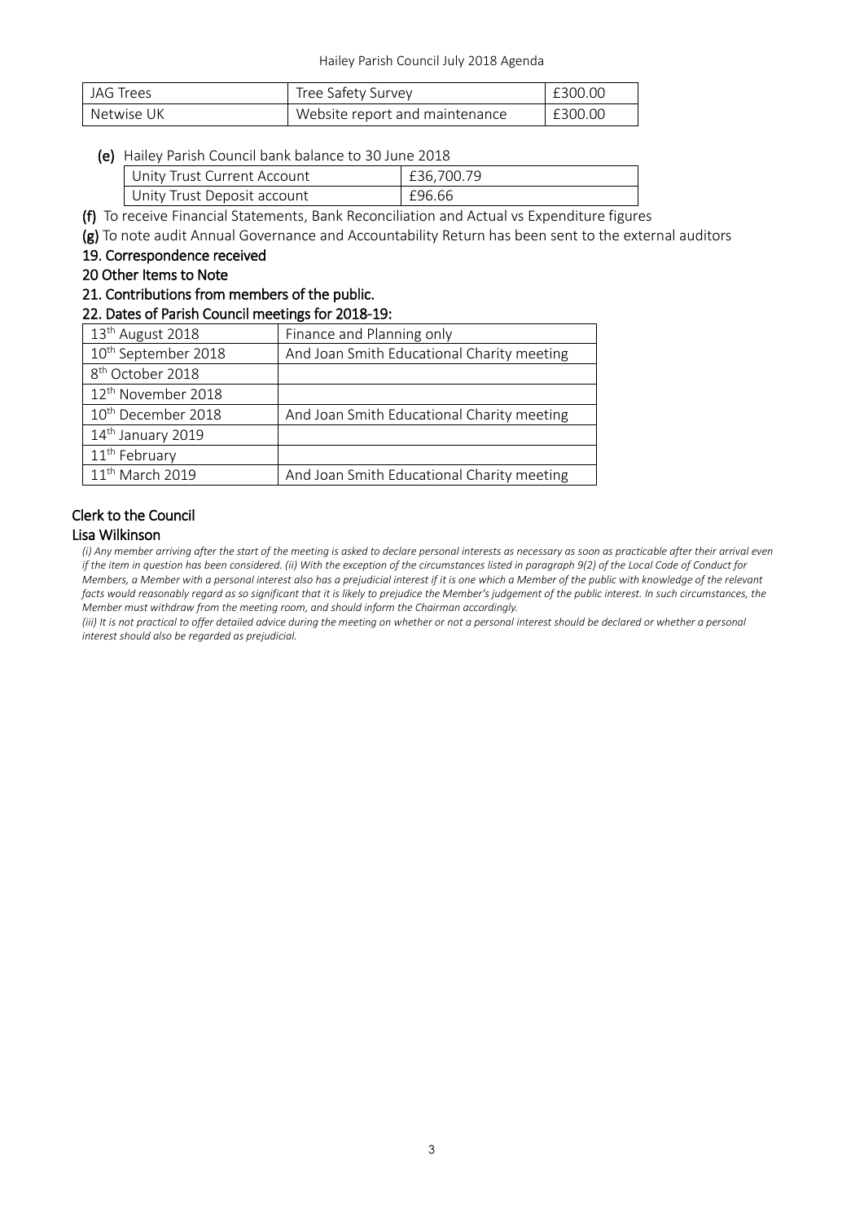| JAG Trees | Tree Safety Survey | £300.00 |
|---|---|---|
| Netwise UK | Website report and maintenance | £300.00 |

**(e)** Hailey Parish Council bank balance to 30 June 2018

| Unity Trust Current Account | £36,700.79 |
|---|---|
| Unity Trust Deposit account | £96.66 |

**(f)** To receive Financial Statements, Bank Reconciliation and Actual vs Expenditure figures

**(g)** To note audit Annual Governance and Accountability Return has been sent to the external auditors

**19. Correspondence received**

**20 Other Items to Note**

**21. Contributions from members of the public.**

**22. Dates of Parish Council meetings for 2018-19:**

| 13th August 2018 | Finance and Planning only |
|---|---|
| 10th September 2018 | And Joan Smith Educational Charity meeting |
| 8th October 2018 | |
| 12th November 2018 | |
| 10th December 2018 | And Joan Smith Educational Charity meeting |
| 14th January 2019 | |
| 11th February | |
| 11th March 2019 | And Joan Smith Educational Charity meeting |

**Clerk to the Council**

**Lisa Wilkinson**

*(i) Any member arriving after the start of the meeting is asked to declare personal interests as necessary as soon as practicable after their arrival even if the item in question has been considered. (ii) With the exception of the circumstances listed in paragraph 9(2) of the Local Code of Conduct for Members, a Member with a personal interest also has a prejudicial interest if it is one which a Member of the public with knowledge of the relevant facts would reasonably regard as so significant that it is likely to prejudice the Member's judgement of the public interest. In such circumstances, the Member must withdraw from the meeting room, and should inform the Chairman accordingly.*

*(iii) It is not practical to offer detailed advice during the meeting on whether or not a personal interest should be declared or whether a personal interest should also be regarded as prejudicial.*